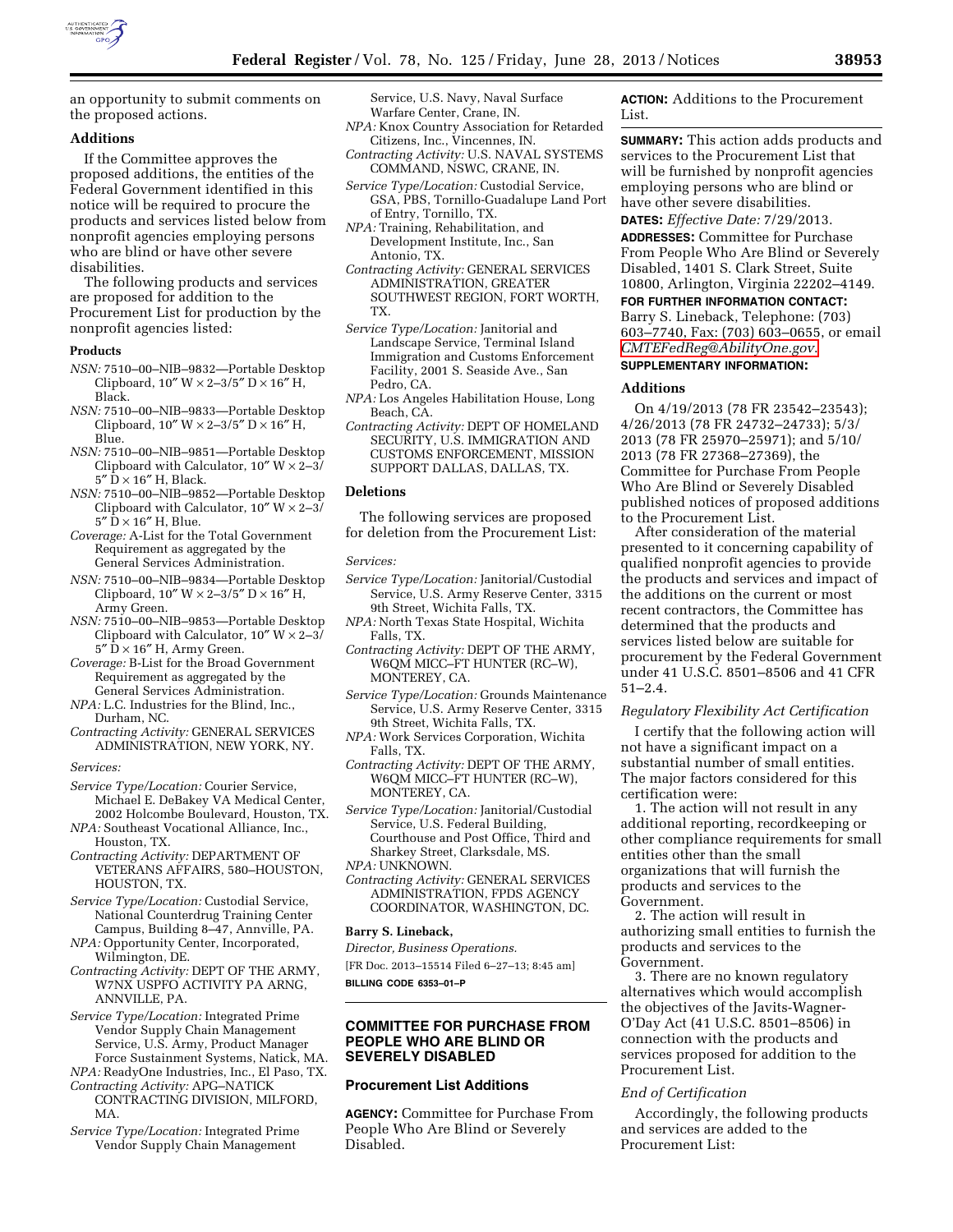an opportunity to submit comments on the proposed actions.

### Additions

If the Committee approves the proposed additions, the entities of the Federal Government identified in this notice will be required to procure the products and services listed below from nonprofit agencies employing persons who are blind or have other severe disabilities.

The following products and services are proposed for addition to the Procurement List for production by the nonprofit agencies listed:

#### Products

*NSN:* 7510–00–NIB–9832—Portable Desktop Clipboard, 10″ W × 2–3/5″ D × 16″ H, Black.

*NSN:* 7510–00–NIB–9833—Portable Desktop Clipboard, 10″ W × 2–3/5″ D × 16″ H, Blue.

*NSN:* 7510–00–NIB–9851—Portable Desktop Clipboard with Calculator, 10″ W × 2–3/5″ D × 16″ H, Black.

*NSN:* 7510–00–NIB–9852—Portable Desktop Clipboard with Calculator, 10″ W × 2–3/5″ D × 16″ H, Blue.

*Coverage:* A-List for the Total Government Requirement as aggregated by the General Services Administration.

*NSN:* 7510–00–NIB–9834—Portable Desktop Clipboard, 10″ W × 2–3/5″ D × 16″ H, Army Green.

*NSN:* 7510–00–NIB–9853—Portable Desktop Clipboard with Calculator, 10″ W × 2–3/5″ D × 16″ H, Army Green.

*Coverage:* B-List for the Broad Government Requirement as aggregated by the General Services Administration.

*NPA:* L.C. Industries for the Blind, Inc., Durham, NC.

*Contracting Activity:* GENERAL SERVICES ADMINISTRATION, NEW YORK, NY.

*Services:*

*Service Type/Location:* Courier Service, Michael E. DeBakey VA Medical Center, 2002 Holcombe Boulevard, Houston, TX.

*NPA:* Southeast Vocational Alliance, Inc., Houston, TX.

*Contracting Activity:* DEPARTMENT OF VETERANS AFFAIRS, 580–HOUSTON, HOUSTON, TX.

*Service Type/Location:* Custodial Service, National Counterdrug Training Center Campus, Building 8–47, Annville, PA.

*NPA:* Opportunity Center, Incorporated, Wilmington, DE.

*Contracting Activity:* DEPT OF THE ARMY, W7NX USPFO ACTIVITY PA ARNG, ANNVILLE, PA.

*Service Type/Location:* Integrated Prime Vendor Supply Chain Management Service, U.S. Army, Product Manager Force Sustainment Systems, Natick, MA.

*NPA:* ReadyOne Industries, Inc., El Paso, TX.

*Contracting Activity:* APG–NATICK CONTRACTING DIVISION, MILFORD, MA.

*Service Type/Location:* Integrated Prime Vendor Supply Chain Management Service, U.S. Navy, Naval Surface Warfare Center, Crane, IN.

*NPA:* Knox Country Association for Retarded Citizens, Inc., Vincennes, IN.

*Contracting Activity:* U.S. NAVAL SYSTEMS COMMAND, NSWC, CRANE, IN.

*Service Type/Location:* Custodial Service, GSA, PBS, Tornillo-Guadalupe Land Port of Entry, Tornillo, TX.

*NPA:* Training, Rehabilitation, and Development Institute, Inc., San Antonio, TX.

*Contracting Activity:* GENERAL SERVICES ADMINISTRATION, GREATER SOUTHWEST REGION, FORT WORTH, TX.

*Service Type/Location:* Janitorial and Landscape Service, Terminal Island Immigration and Customs Enforcement Facility, 2001 S. Seaside Ave., San Pedro, CA.

*NPA:* Los Angeles Habilitation House, Long Beach, CA.

*Contracting Activity:* DEPT OF HOMELAND SECURITY, U.S. IMMIGRATION AND CUSTOMS ENFORCEMENT, MISSION SUPPORT DALLAS, DALLAS, TX.

### Deletions

The following services are proposed for deletion from the Procurement List:

*Services:*

*Service Type/Location:* Janitorial/Custodial Service, U.S. Army Reserve Center, 3315 9th Street, Wichita Falls, TX.

*NPA:* North Texas State Hospital, Wichita Falls, TX.

*Contracting Activity:* DEPT OF THE ARMY, W6QM MICC–FT HUNTER (RC–W), MONTEREY, CA.

*Service Type/Location:* Grounds Maintenance Service, U.S. Army Reserve Center, 3315 9th Street, Wichita Falls, TX.

*NPA:* Work Services Corporation, Wichita Falls, TX.

*Contracting Activity:* DEPT OF THE ARMY, W6QM MICC–FT HUNTER (RC–W), MONTEREY, CA.

*Service Type/Location:* Janitorial/Custodial Service, U.S. Federal Building, Courthouse and Post Office, Third and Sharkey Street, Clarksdale, MS.

*NPA:* UNKNOWN.

*Contracting Activity:* GENERAL SERVICES ADMINISTRATION, FPDS AGENCY COORDINATOR, WASHINGTON, DC.

**Barry S. Lineback,**

*Director, Business Operations.*

[FR Doc. 2013–15514 Filed 6–27–13; 8:45 am]

**BILLING CODE 6353–01–P**

## COMMITTEE FOR PURCHASE FROM PEOPLE WHO ARE BLIND OR SEVERELY DISABLED

### Procurement List Additions

**AGENCY:** Committee for Purchase From People Who Are Blind or Severely Disabled.

**ACTION:** Additions to the Procurement List.

**SUMMARY:** This action adds products and services to the Procurement List that will be furnished by nonprofit agencies employing persons who are blind or have other severe disabilities.

**DATES:** *Effective Date:* 7/29/2013.

**ADDRESSES:** Committee for Purchase From People Who Are Blind or Severely Disabled, 1401 S. Clark Street, Suite 10800, Arlington, Virginia 22202–4149.

**FOR FURTHER INFORMATION CONTACT:** Barry S. Lineback, Telephone: (703) 603–7740, Fax: (703) 603–0655, or email CMTEFedReg@AbilityOne.gov.

**SUPPLEMENTARY INFORMATION:**

### Additions

On 4/19/2013 (78 FR 23542–23543); 4/26/2013 (78 FR 24732–24733); 5/3/2013 (78 FR 25970–25971); and 5/10/2013 (78 FR 27368–27369), the Committee for Purchase From People Who Are Blind or Severely Disabled published notices of proposed additions to the Procurement List.

After consideration of the material presented to it concerning capability of qualified nonprofit agencies to provide the products and services and impact of the additions on the current or most recent contractors, the Committee has determined that the products and services listed below are suitable for procurement by the Federal Government under 41 U.S.C. 8501–8506 and 41 CFR 51–2.4.

*Regulatory Flexibility Act Certification*

I certify that the following action will not have a significant impact on a substantial number of small entities. The major factors considered for this certification were:

1. The action will not result in any additional reporting, recordkeeping or other compliance requirements for small entities other than the small organizations that will furnish the products and services to the Government.
2. The action will result in authorizing small entities to furnish the products and services to the Government.
3. There are no known regulatory alternatives which would accomplish the objectives of the Javits-Wagner-O'Day Act (41 U.S.C. 8501–8506) in connection with the products and services proposed for addition to the Procurement List.

*End of Certification*

Accordingly, the following products and services are added to the Procurement List: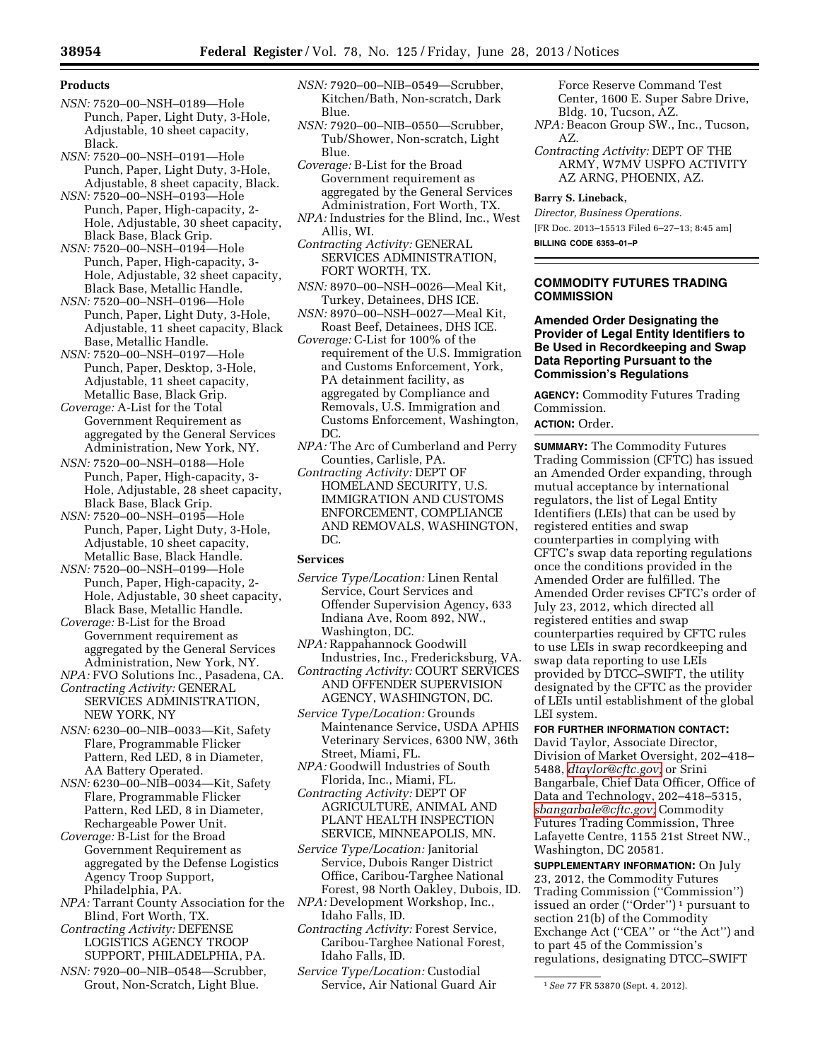### Products

*NSN:* 7520–00–NSH–0189—Hole Punch, Paper, Light Duty, 3-Hole, Adjustable, 10 sheet capacity, Black.

*NSN:* 7520–00–NSH–0191—Hole Punch, Paper, Light Duty, 3-Hole, Adjustable, 8 sheet capacity, Black.

*NSN:* 7520–00–NSH–0193—Hole Punch, Paper, High-capacity, 2-Hole, Adjustable, 30 sheet capacity, Black Base, Black Grip.

*NSN:* 7520–00–NSH–0194—Hole Punch, Paper, High-capacity, 3-Hole, Adjustable, 32 sheet capacity, Black Base, Metallic Handle.

*NSN:* 7520–00–NSH–0196—Hole Punch, Paper, Light Duty, 3-Hole, Adjustable, 11 sheet capacity, Black Base, Metallic Handle.

*NSN:* 7520–00–NSH–0197—Hole Punch, Paper, Desktop, 3-Hole, Adjustable, 11 sheet capacity, Metallic Base, Black Grip.

*Coverage:* A-List for the Total Government Requirement as aggregated by the General Services Administration, New York, NY.

*NSN:* 7520–00–NSH–0188—Hole Punch, Paper, High-capacity, 3-Hole, Adjustable, 28 sheet capacity, Black Base, Black Grip.

*NSN:* 7520–00–NSH–0195—Hole Punch, Paper, Light Duty, 3-Hole, Adjustable, 10 sheet capacity, Metallic Base, Black Handle.

*NSN:* 7520–00–NSH–0199—Hole Punch, Paper, High-capacity, 2-Hole, Adjustable, 30 sheet capacity, Black Base, Metallic Handle.

*Coverage:* B-List for the Broad Government requirement as aggregated by the General Services Administration, New York, NY.

*NPA:* FVO Solutions Inc., Pasadena, CA.

*Contracting Activity:* GENERAL SERVICES ADMINISTRATION, NEW YORK, NY

*NSN:* 6230–00–NIB–0033—Kit, Safety Flare, Programmable Flicker Pattern, Red LED, 8 in Diameter, AA Battery Operated.

*NSN:* 6230–00–NIB–0034—Kit, Safety Flare, Programmable Flicker Pattern, Red LED, 8 in Diameter, Rechargeable Power Unit.

*Coverage:* B-List for the Broad Government Requirement as aggregated by the Defense Logistics Agency Troop Support, Philadelphia, PA.

*NPA:* Tarrant County Association for the Blind, Fort Worth, TX.

*Contracting Activity:* DEFENSE LOGISTICS AGENCY TROOP SUPPORT, PHILADELPHIA, PA.

*NSN:* 7920–00–NIB–0548—Scrubber, Grout, Non-Scratch, Light Blue.

*NSN:* 7920–00–NIB–0549—Scrubber, Kitchen/Bath, Non-scratch, Dark Blue.

*NSN:* 7920–00–NIB–0550—Scrubber, Tub/Shower, Non-scratch, Light Blue.

*Coverage:* B-List for the Broad Government requirement as aggregated by the General Services Administration, Fort Worth, TX.

*NPA:* Industries for the Blind, Inc., West Allis, WI.

*Contracting Activity:* GENERAL SERVICES ADMINISTRATION, FORT WORTH, TX.

*NSN:* 8970–00–NSH–0026—Meal Kit, Turkey, Detainees, DHS ICE.

*NSN:* 8970–00–NSH–0027—Meal Kit, Roast Beef, Detainees, DHS ICE.

*Coverage:* C-List for 100% of the requirement of the U.S. Immigration and Customs Enforcement, York, PA detainment facility, as aggregated by Compliance and Removals, U.S. Immigration and Customs Enforcement, Washington, DC.

*NPA:* The Arc of Cumberland and Perry Counties, Carlisle, PA.

*Contracting Activity:* DEPT OF HOMELAND SECURITY, U.S. IMMIGRATION AND CUSTOMS ENFORCEMENT, COMPLIANCE AND REMOVALS, WASHINGTON, DC.

### Services

*Service Type/Location:* Linen Rental Service, Court Services and Offender Supervision Agency, 633 Indiana Ave, Room 892, NW., Washington, DC.

*NPA:* Rappahannock Goodwill Industries, Inc., Fredericksburg, VA.

*Contracting Activity:* COURT SERVICES AND OFFENDER SUPERVISION AGENCY, WASHINGTON, DC.

*Service Type/Location:* Grounds Maintenance Service, USDA APHIS Veterinary Services, 6300 NW, 36th Street, Miami, FL.

*NPA:* Goodwill Industries of South Florida, Inc., Miami, FL.

*Contracting Activity:* DEPT OF AGRICULTURE, ANIMAL AND PLANT HEALTH INSPECTION SERVICE, MINNEAPOLIS, MN.

*Service Type/Location:* Janitorial Service, Dubois Ranger District Office, Caribou-Targhee National Forest, 98 North Oakley, Dubois, ID.

*NPA:* Development Workshop, Inc., Idaho Falls, ID.

*Contracting Activity:* Forest Service, Caribou-Targhee National Forest, Idaho Falls, ID.

*Service Type/Location:* Custodial Service, Air National Guard Air Force Reserve Command Test Center, 1600 E. Super Sabre Drive, Bldg. 10, Tucson, AZ.

*NPA:* Beacon Group SW., Inc., Tucson, AZ.

*Contracting Activity:* DEPT OF THE ARMY, W7MV USPFO ACTIVITY AZ ARNG, PHOENIX, AZ.

**Barry S. Lineback,**

*Director, Business Operations.*

[FR Doc. 2013–15513 Filed 6–27–13; 8:45 am]

**BILLING CODE 6353–01–P**

## COMMODITY FUTURES TRADING COMMISSION

### Amended Order Designating the Provider of Legal Entity Identifiers to Be Used in Recordkeeping and Swap Data Reporting Pursuant to the Commission's Regulations

**AGENCY:** Commodity Futures Trading Commission.

**ACTION:** Order.

**SUMMARY:** The Commodity Futures Trading Commission (CFTC) has issued an Amended Order expanding, through mutual acceptance by international regulators, the list of Legal Entity Identifiers (LEIs) that can be used by registered entities and swap counterparties in complying with CFTC's swap data reporting regulations once the conditions provided in the Amended Order are fulfilled. The Amended Order revises CFTC's order of July 23, 2012, which directed all registered entities and swap counterparties required by CFTC rules to use LEIs in swap recordkeeping and swap data reporting to use LEIs provided by DTCC–SWIFT, the utility designated by the CFTC as the provider of LEIs until establishment of the global LEI system.

**FOR FURTHER INFORMATION CONTACT:** David Taylor, Associate Director, Division of Market Oversight, 202–418–5488, dtaylor@cftc.gov; or Srini Bangarbale, Chief Data Officer, Office of Data and Technology, 202–418–5315, sbangarbale@cftc.gov; Commodity Futures Trading Commission, Three Lafayette Centre, 1155 21st Street NW., Washington, DC 20581.

**SUPPLEMENTARY INFORMATION:** On July 23, 2012, the Commodity Futures Trading Commission (''Commission'') issued an order (''Order'')[1] pursuant to section 21(b) of the Commodity Exchange Act (''CEA'' or ''the Act'') and to part 45 of the Commission's regulations, designating DTCC–SWIFT

[1] *See* 77 FR 53870 (Sept. 4, 2012).